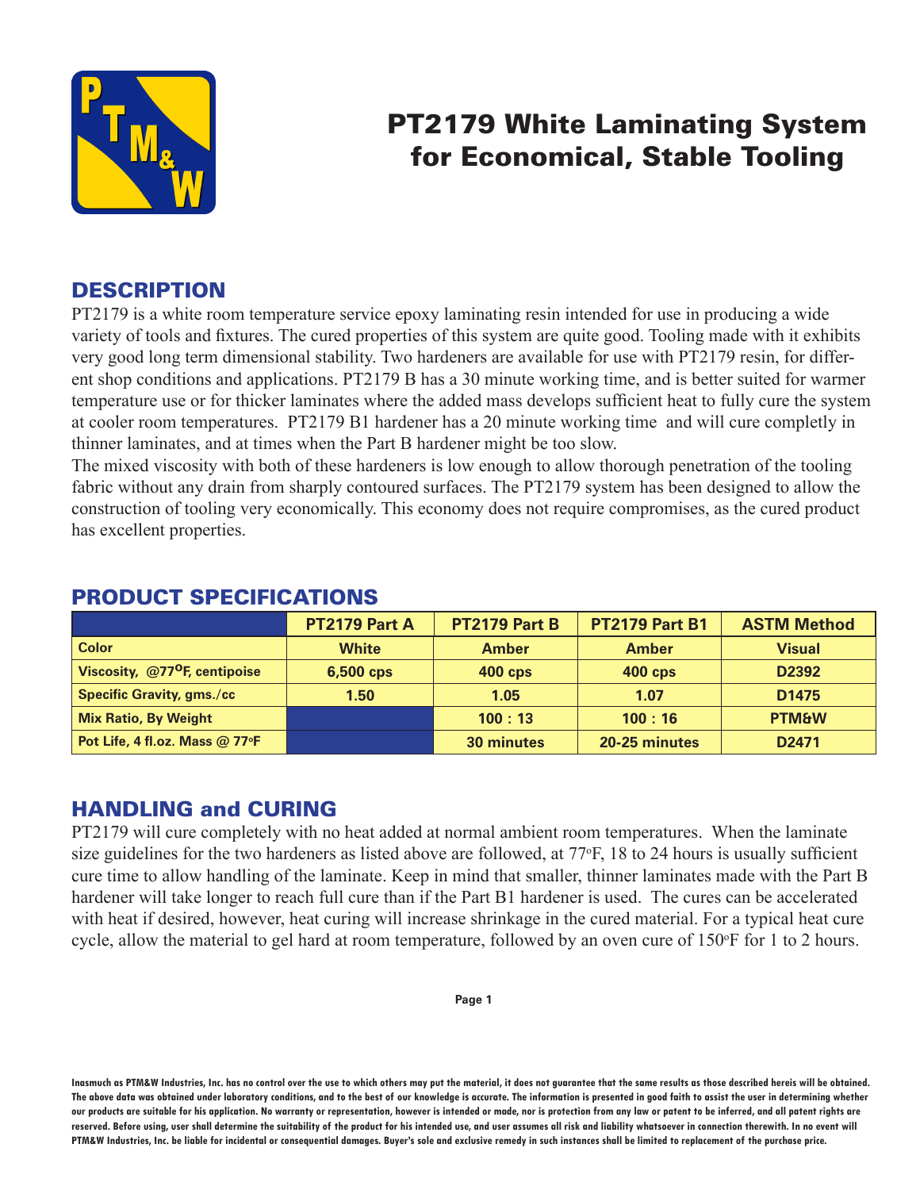# PT2179 White Laminating System for Economical, Stable Tooling

## DESCRIPTION

PT2179 is a white room temperature service epoxy laminating resin intended for use in producing a wide variety of tools and fixtures. The cured properties of this system are quite good. Tooling made with it exhibits very good long term dimensional stability. Two hardeners are available for use with PT2179 resin, for different shop conditions and applications. PT2179 B has a 30 minute working time, and is better suited for warmer temperature use or for thicker laminates where the added mass develops sufficient heat to fully cure the system at cooler room temperatures. PT2179 B1 hardener has a 20 minute working time and will cure completly in thinner laminates, and at times when the Part B hardener might be too slow.

The mixed viscosity with both of these hardeners is low enough to allow thorough penetration of the tooling fabric without any drain from sharply contoured surfaces. The PT2179 system has been designed to allow the construction of tooling very economically. This economy does not require compromises, as the cured product has excellent properties.

## PRODUCT SPECIFICATIONS

| | PT2179 Part A | PT2179 Part B | PT2179 Part B1 | ASTM Method |
|---|---|---|---|---|
| Color | White | Amber | Amber | Visual |
| Viscosity, @77°F, centipoise | 6,500 cps | 400 cps | 400 cps | D2392 |
| Specific Gravity, gms./cc | 1.50 | 1.05 | 1.07 | D1475 |
| Mix Ratio, By Weight | | 100 : 13 | 100 : 16 | PTM&W |
| Pot Life, 4 fl.oz. Mass @ 77°F | | 30 minutes | 20-25 minutes | D2471 |

## HANDLING and CURING

PT2179 will cure completely with no heat added at normal ambient room temperatures. When the laminate size guidelines for the two hardeners as listed above are followed, at 77°F, 18 to 24 hours is usually sufficient cure time to allow handling of the laminate. Keep in mind that smaller, thinner laminates made with the Part B hardener will take longer to reach full cure than if the Part B1 hardener is used. The cures can be accelerated with heat if desired, however, heat curing will increase shrinkage in the cured material. For a typical heat cure cycle, allow the material to gel hard at room temperature, followed by an oven cure of 150°F for 1 to 2 hours.

Inasmuch as PTM&W Industries, Inc. has no control over the use to which others may put the material, it does not guarantee that the same results as those described hereis will be obtained. The above data was obtained under laboratory conditions, and to the best of our knowledge is accurate. The information is presented in good faith to assist the user in determining whether our products are suitable for his application. No warranty or representation, however is intended or made, nor is protection from any law or patent to be inferred, and all patent rights are reserved. Before using, user shall determine the suitability of the product for his intended use, and user assumes all risk and liability whatsoever in connection therewith. In no event will PTM&W Industries, Inc. be liable for incidental or consequential damages. Buyer's sole and exclusive remedy in such instances shall be limited to replacement of the purchase price.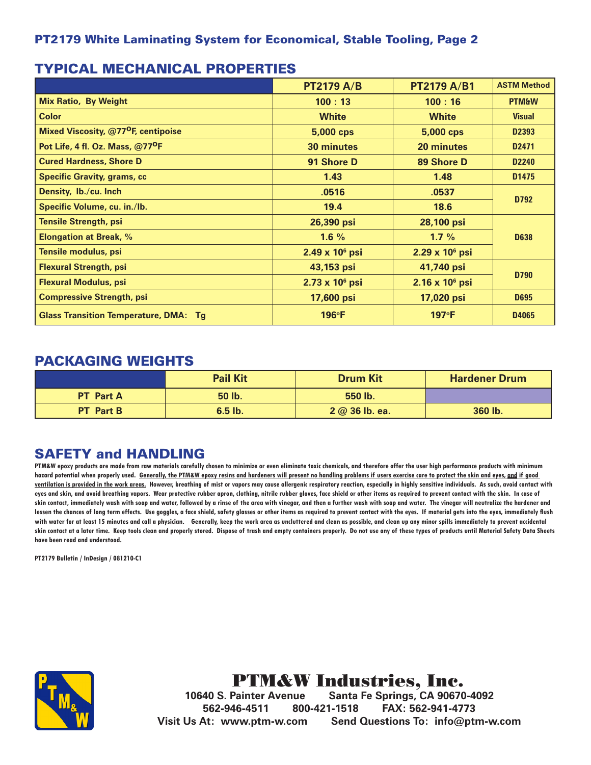## PT2179 White Laminating System for Economical, Stable Tooling, Page 2

## TYPICAL MECHANICAL PROPERTIES

| | PT2179 A/B | PT2179 A/B1 | ASTM Method |
|---|---|---|---|
| Mix Ratio, By Weight | 100 : 13 | 100 : 16 | PTM&W |
| Color | White | White | Visual |
| Mixed Viscosity, @77°F, centipoise | 5,000 cps | 5,000 cps | D2393 |
| Pot Life, 4 fl. Oz. Mass, @77°F | 30 minutes | 20 minutes | D2471 |
| Cured Hardness, Shore D | 91 Shore D | 89 Shore D | D2240 |
| Specific Gravity, grams, cc | 1.43 | 1.48 | D1475 |
| Density, lb./cu. Inch | .0516 | .0537 | D792 |
| Specific Volume, cu. in./lb. | 19.4 | 18.6 | |
| Tensile Strength, psi | 26,390 psi | 28,100 psi | D638 |
| Elongation at Break, % | 1.6 % | 1.7 % | |
| Tensile modulus, psi | $2.49 \times 10^6$ psi | $2.29 \times 10^6$ psi | |
| Flexural Strength, psi | 43,153 psi | 41,740 psi | D790 |
| Flexural Modulus, psi | $2.73 \times 10^6$ psi | $2.16 \times 10^6$ psi | |
| Compressive Strength, psi | 17,600 psi | 17,020 psi | D695 |
| Glass Transition Temperature, DMA: Tg | 196°F | 197°F | D4065 |

## PACKAGING WEIGHTS

| | Pail Kit | Drum Kit | Hardener Drum |
|---|---|---|---|
| PT Part A | 50 lb. | 550 lb. | |
| PT Part B | 6.5 lb. | 2 @ 36 lb. ea. | 360 lb. |

## SAFETY and HANDLING

PTM&W epoxy products are made from raw materials carefully chosen to minimize or even eliminate toxic chemicals, and therefore offer the user high performance products with minimum hazard potential when properly used. Generally, the PTM&W epoxy resins and hardeners will present no handling problems if users exercise care to protect the skin and eyes, and if good ventilation is provided in the work areas. However, breathing of mist or vapors may cause allergenic respiratory reaction, especially in highly sensitive individuals. As such, avoid contact with eyes and skin, and avoid breathing vapors. Wear protective rubber apron, clothing, nitrile rubber gloves, face shield or other items as required to prevent contact with the skin. In case of skin contact, immediately wash with soap and water, followed by a rinse of the area with vinegar, and then a further wash with soap and water. The vinegar will neutralize the hardener and lessen the chances of long term effects. Use goggles, a face shield, safety glasses or other items as required to prevent contact with the eyes. If material gets into the eyes, immediately flush with water for at least 15 minutes and call a physician. Generally, keep the work area as uncluttered and clean as possible, and clean up any minor spills immediately to prevent accidental skin contact at a later time. Keep tools clean and properly stored. Dispose of trash and empty containers properly. Do not use any of these types of products until Material Safety Data Sheets have been read and understood.

PT2179 Bulletin / InDesign / 081210-C1

**PTM&W Industries, Inc.**
10640 S. Painter Avenue Santa Fe Springs, CA 90670-4092
562-946-4511 800-421-1518 FAX: 562-941-4773
Visit Us At: www.ptm-w.com Send Questions To: info@ptm-w.com